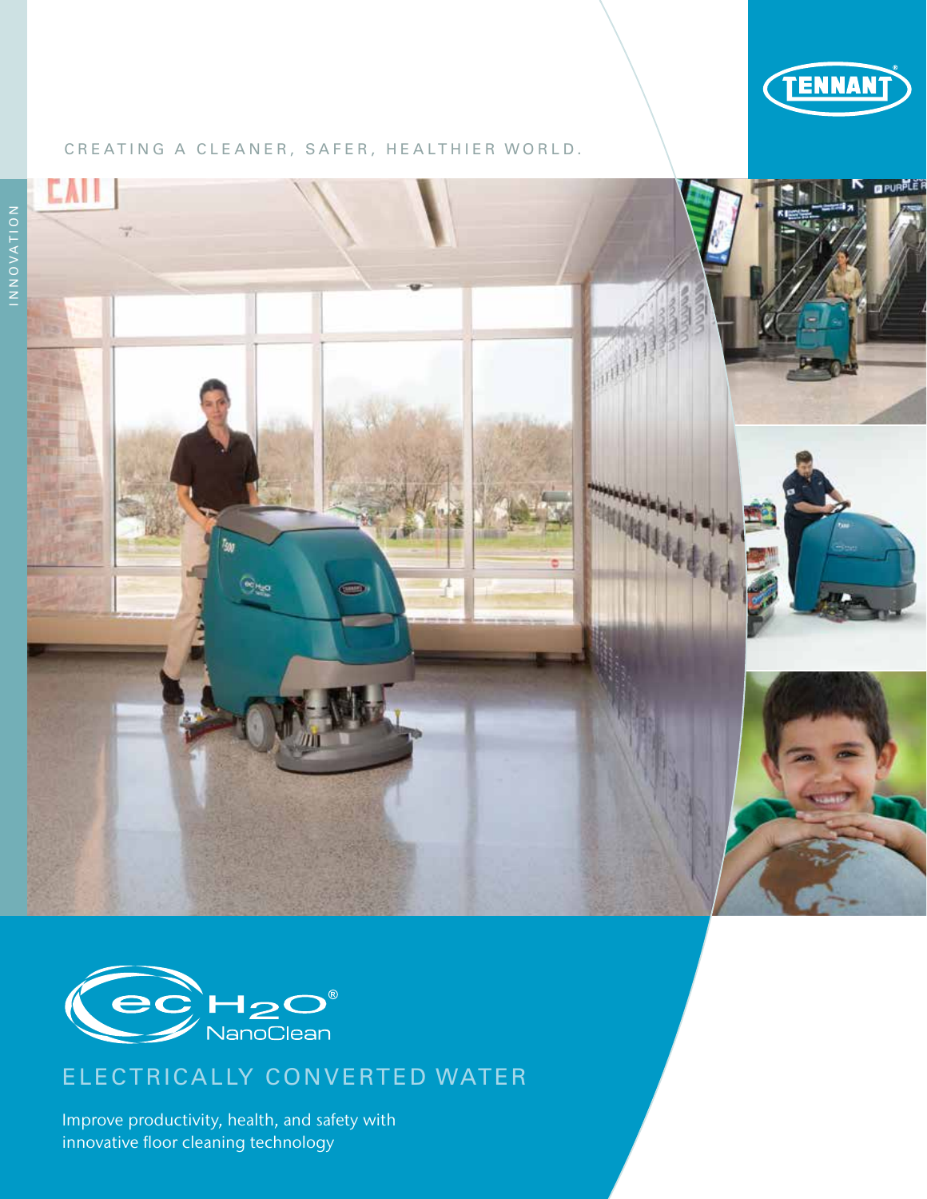TENNANT

CREATING A CLEANER, SAFER, HEALTHIER WORLD.

INNOVATION

ec $H_2O$® NanoClean

# ELECTRICALLY CONVERTED WATER

Improve productivity, health, and safety with innovative floor cleaning technology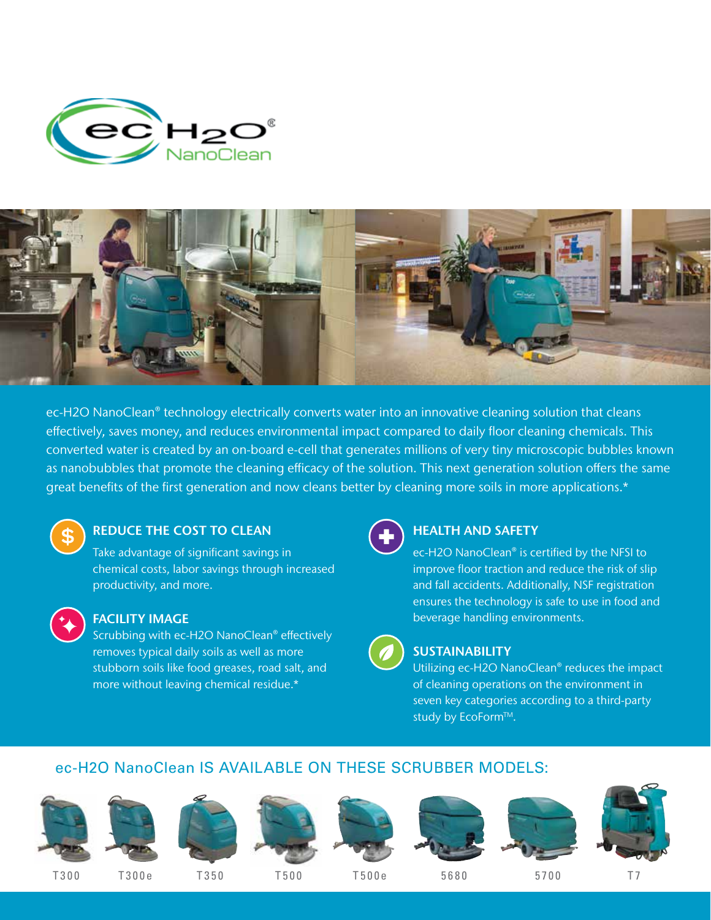# ec H2O® NanoClean

ec-H2O NanoClean® technology electrically converts water into an innovative cleaning solution that cleans effectively, saves money, and reduces environmental impact compared to daily floor cleaning chemicals. This converted water is created by an on-board e-cell that generates millions of very tiny microscopic bubbles known as nanobubbles that promote the cleaning efficacy of the solution. This next generation solution offers the same great benefits of the first generation and now cleans better by cleaning more soils in more applications.*

### REDUCE THE COST TO CLEAN

Take advantage of significant savings in chemical costs, labor savings through increased productivity, and more.

### FACILITY IMAGE

Scrubbing with ec-H2O NanoClean® effectively removes typical daily soils as well as more stubborn soils like food greases, road salt, and more without leaving chemical residue.*

### HEALTH AND SAFETY

ec-H2O NanoClean® is certified by the NFSI to improve floor traction and reduce the risk of slip and fall accidents. Additionally, NSF registration ensures the technology is safe to use in food and beverage handling environments.

### SUSTAINABILITY

Utilizing ec-H2O NanoClean® reduces the impact of cleaning operations on the environment in seven key categories according to a third-party study by EcoForm™.

## ec-H2O NanoClean IS AVAILABLE ON THESE SCRUBBER MODELS:

T300 | T300e | T350 | T500 | T500e | 5680 | 5700 | T7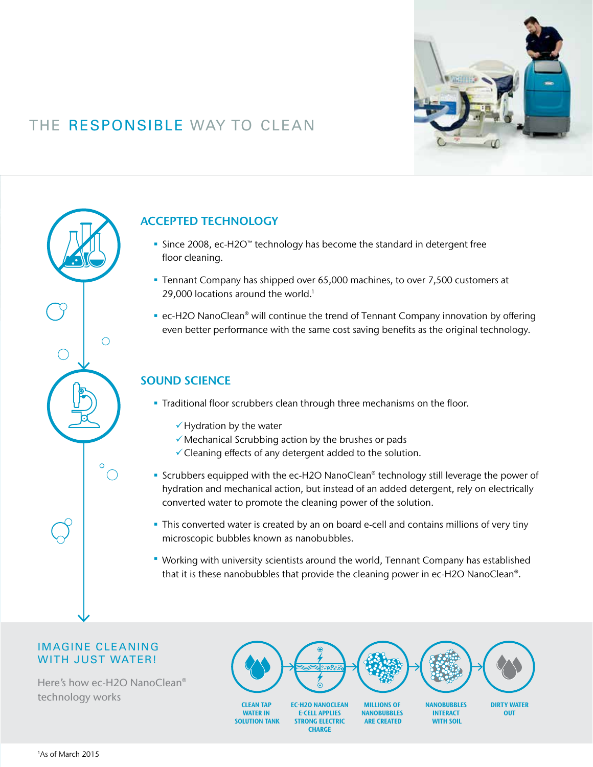# THE RESPONSIBLE WAY TO CLEAN

## ACCEPTED TECHNOLOGY

- Since 2008, ec-H2O™ technology has become the standard in detergent free floor cleaning.
- Tennant Company has shipped over 65,000 machines, to over 7,500 customers at 29,000 locations around the world.[1]
- ec-H2O NanoClean® will continue the trend of Tennant Company innovation by offering even better performance with the same cost saving benefits as the original technology.

## SOUND SCIENCE

- Traditional floor scrubbers clean through three mechanisms on the floor.
  - ✓ Hydration by the water
  - ✓ Mechanical Scrubbing action by the brushes or pads
  - ✓ Cleaning effects of any detergent added to the solution.
- Scrubbers equipped with the ec-H2O NanoClean® technology still leverage the power of hydration and mechanical action, but instead of an added detergent, rely on electrically converted water to promote the cleaning power of the solution.
- This converted water is created by an on board e-cell and contains millions of very tiny microscopic bubbles known as nanobubbles.
- Working with university scientists around the world, Tennant Company has established that it is these nanobubbles that provide the cleaning power in ec-H2O NanoClean®.

## IMAGINE CLEANING WITH JUST WATER!

Here's how ec-H2O NanoClean® technology works

CLEAN TAP WATER IN SOLUTION TANK → EC-H2O NANOCLEAN E-CELL APPLIES STRONG ELECTRIC CHARGE → MILLIONS OF NANOBUBBLES ARE CREATED → NANOBUBBLES INTERACT WITH SOIL → DIRTY WATER OUT

[1]As of March 2015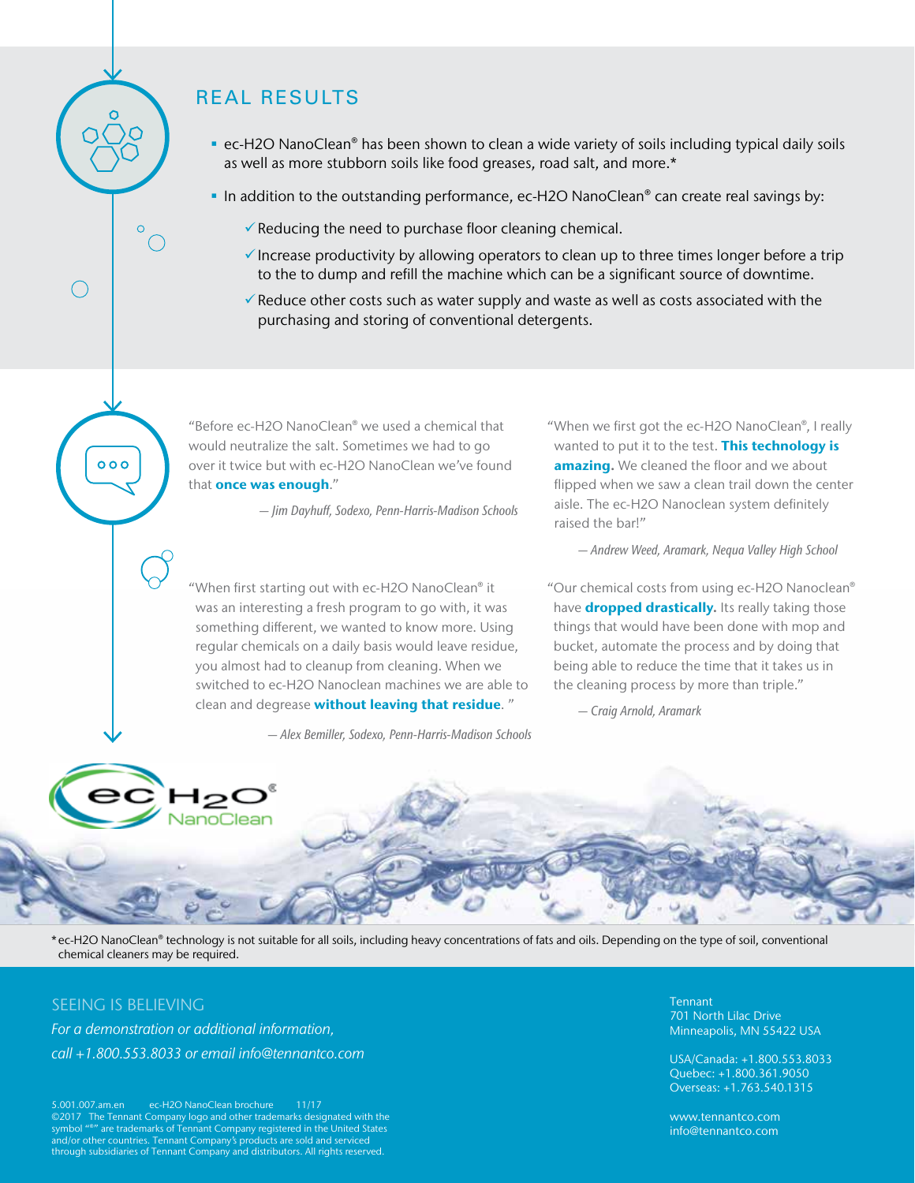## REAL RESULTS

- ec-H2O NanoClean® has been shown to clean a wide variety of soils including typical daily soils as well as more stubborn soils like food greases, road salt, and more.*
- In addition to the outstanding performance, ec-H2O NanoClean® can create real savings by:
  - ✓ Reducing the need to purchase floor cleaning chemical.
  - ✓ Increase productivity by allowing operators to clean up to three times longer before a trip to the to dump and refill the machine which can be a significant source of downtime.
  - ✓ Reduce other costs such as water supply and waste as well as costs associated with the purchasing and storing of conventional detergents.

"Before ec-H2O NanoClean® we used a chemical that would neutralize the salt. Sometimes we had to go over it twice but with ec-H2O NanoClean we've found that **once was enough**."

*— Jim Dayhuff, Sodexo, Penn-Harris-Madison Schools*

"When first starting out with ec-H2O NanoClean® it was an interesting a fresh program to go with, it was something different, we wanted to know more. Using regular chemicals on a daily basis would leave residue, you almost had to cleanup from cleaning. When we switched to ec-H2O Nanoclean machines we are able to clean and degrease **without leaving that residue**. "

*— Alex Bemiller, Sodexo, Penn-Harris-Madison Schools*

"When we first got the ec-H2O NanoClean®, I really wanted to put it to the test. **This technology is amazing.** We cleaned the floor and we about flipped when we saw a clean trail down the center aisle. The ec-H2O Nanoclean system definitely raised the bar!"

*— Andrew Weed, Aramark, Nequa Valley High School*

"Our chemical costs from using ec-H2O Nanoclean® have **dropped drastically.** Its really taking those things that would have been done with mop and bucket, automate the process and by doing that being able to reduce the time that it takes us in the cleaning process by more than triple."

*— Craig Arnold, Aramark*

ec H2O® NanoClean

*ec-H2O NanoClean® technology is not suitable for all soils, including heavy concentrations of fats and oils. Depending on the type of soil, conventional chemical cleaners may be required.

### SEEING IS BELIEVING

*For a demonstration or additional information,*
*call +1.800.553.8033 or email info@tennantco.com*

5.001.007.am.en ec-H2O NanoClean brochure 11/17
©2017 The Tennant Company logo and other trademarks designated with the symbol "®" are trademarks of Tennant Company registered in the United States and/or other countries. Tennant Company's products are sold and serviced through subsidiaries of Tennant Company and distributors. All rights reserved.

Tennant
701 North Lilac Drive
Minneapolis, MN 55422 USA

USA/Canada: +1.800.553.8033
Quebec: +1.800.361.9050
Overseas: +1.763.540.1315

www.tennantco.com
info@tennantco.com